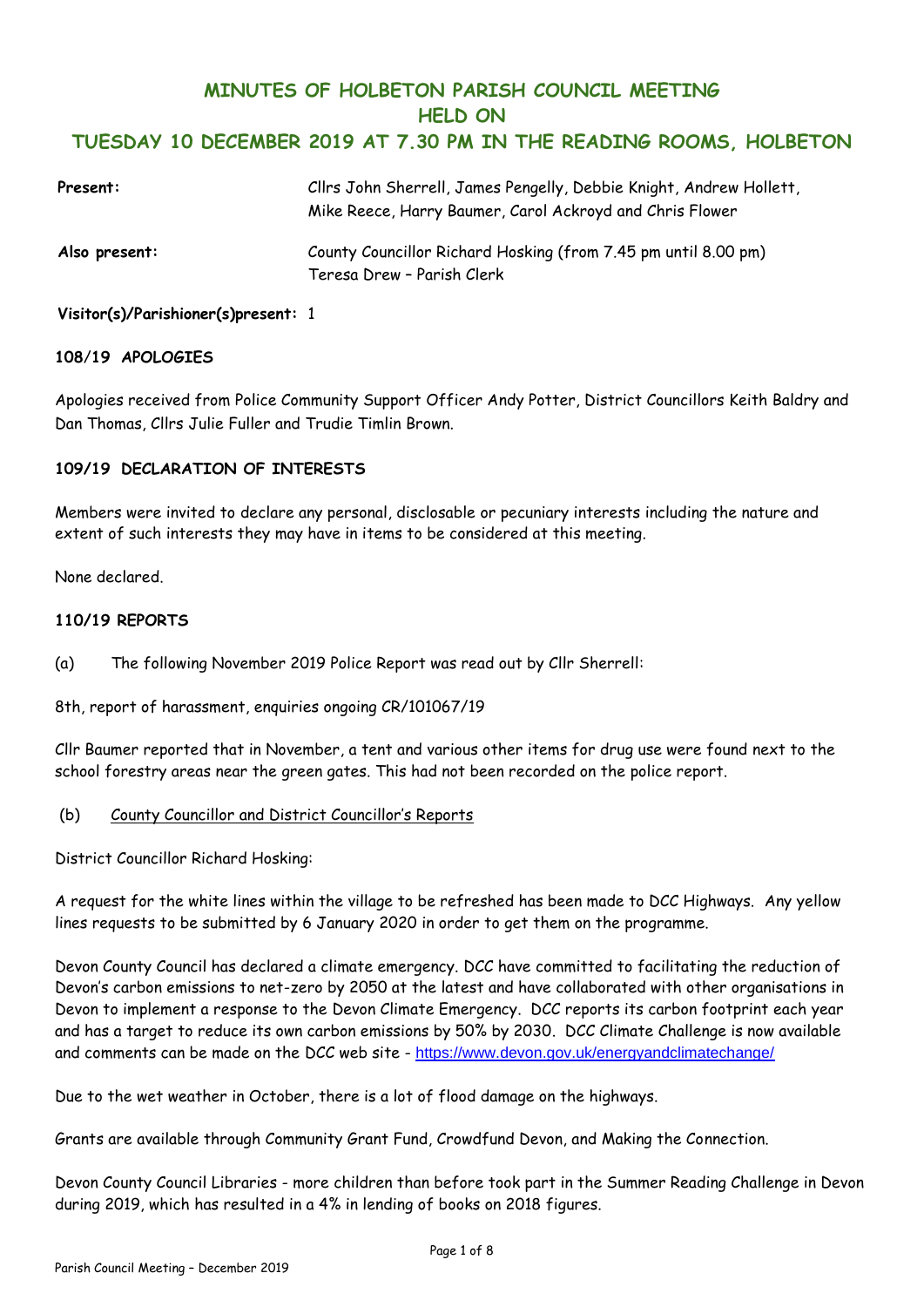# MINUTES OF HOLBETON PARISH COUNCIL MEETING HELD ON

## TUESDAY 10 DECEMBER 2019 AT 7.30 PM IN THE READING ROOMS, HOLBETON

**Present:** Cllrs John Sherrell, James Pengelly, Debbie Knight, Andrew Hollett, Mike Reece, Harry Baumer, Carol Ackroyd and Chris Flower

**Also present:** County Councillor Richard Hosking (from 7.45 pm until 8.00 pm) Teresa Drew – Parish Clerk

**Visitor(s)/Parishioner(s)present:** 1

### 108/19 APOLOGIES

Apologies received from Police Community Support Officer Andy Potter, District Councillors Keith Baldry and Dan Thomas, Cllrs Julie Fuller and Trudie Timlin Brown.

### 109/19 DECLARATION OF INTERESTS

Members were invited to declare any personal, disclosable or pecuniary interests including the nature and extent of such interests they may have in items to be considered at this meeting.

None declared.

### 110/19 REPORTS

(a) The following November 2019 Police Report was read out by Cllr Sherrell:

8th, report of harassment, enquiries ongoing CR/101067/19

Cllr Baumer reported that in November, a tent and various other items for drug use were found next to the school forestry areas near the green gates. This had not been recorded on the police report.

(b) County Councillor and District Councillor's Reports

District Councillor Richard Hosking:

A request for the white lines within the village to be refreshed has been made to DCC Highways. Any yellow lines requests to be submitted by 6 January 2020 in order to get them on the programme.

Devon County Council has declared a climate emergency. DCC have committed to facilitating the reduction of Devon's carbon emissions to net-zero by 2050 at the latest and have collaborated with other organisations in Devon to implement a response to the Devon Climate Emergency. DCC reports its carbon footprint each year and has a target to reduce its own carbon emissions by 50% by 2030. DCC Climate Challenge is now available and comments can be made on the DCC web site - https://www.devon.gov.uk/energyandclimatechange/

Due to the wet weather in October, there is a lot of flood damage on the highways.

Grants are available through Community Grant Fund, Crowdfund Devon, and Making the Connection.

Devon County Council Libraries - more children than before took part in the Summer Reading Challenge in Devon during 2019, which has resulted in a 4% in lending of books on 2018 figures.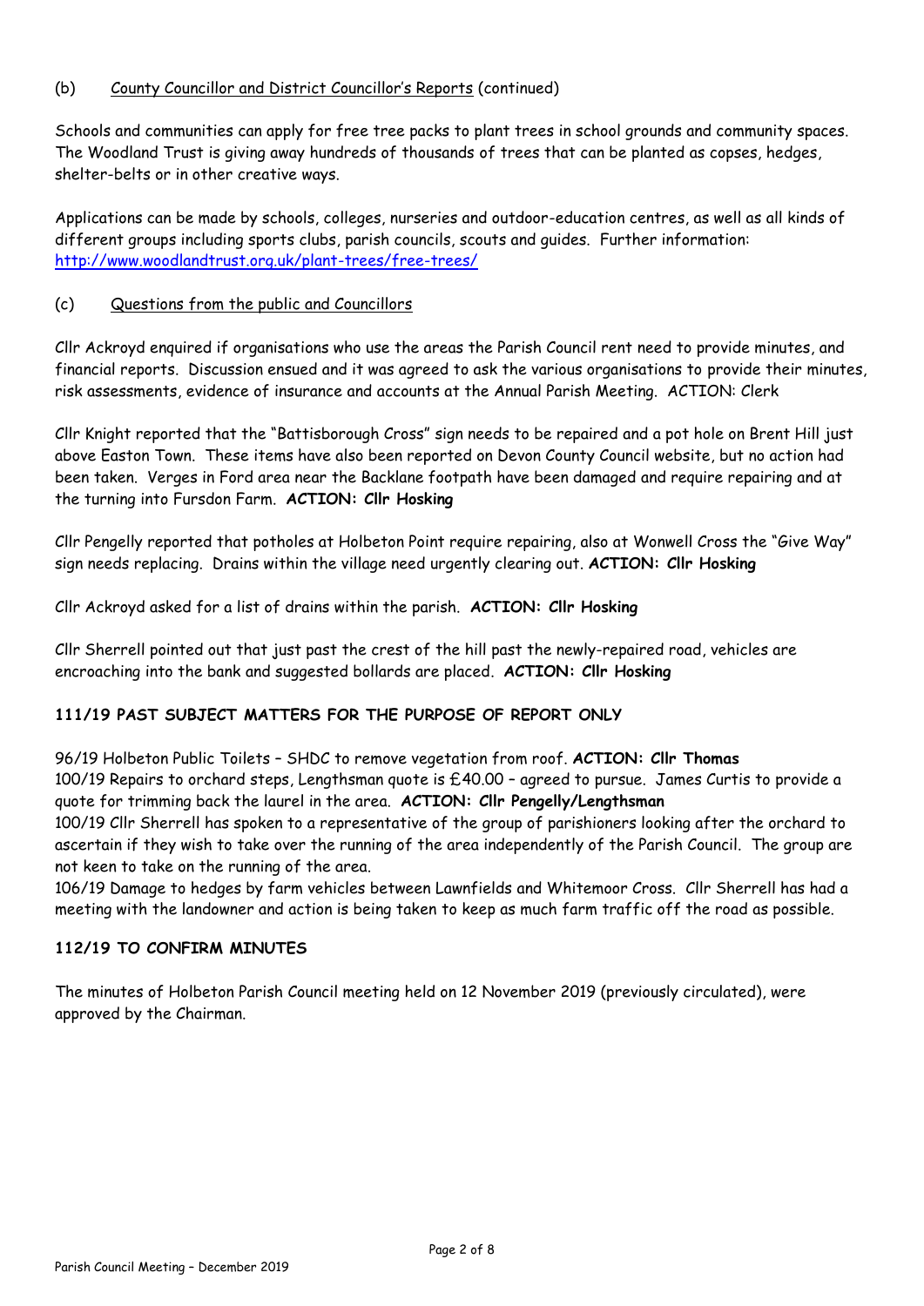(b) County Councillor and District Councillor's Reports (continued)

Schools and communities can apply for free tree packs to plant trees in school grounds and community spaces. The Woodland Trust is giving away hundreds of thousands of trees that can be planted as copses, hedges, shelter-belts or in other creative ways.

Applications can be made by schools, colleges, nurseries and outdoor-education centres, as well as all kinds of different groups including sports clubs, parish councils, scouts and guides. Further information: http://www.woodlandtrust.org.uk/plant-trees/free-trees/

(c) Questions from the public and Councillors

Cllr Ackroyd enquired if organisations who use the areas the Parish Council rent need to provide minutes, and financial reports. Discussion ensued and it was agreed to ask the various organisations to provide their minutes, risk assessments, evidence of insurance and accounts at the Annual Parish Meeting. ACTION: Clerk

Cllr Knight reported that the "Battisborough Cross" sign needs to be repaired and a pot hole on Brent Hill just above Easton Town. These items have also been reported on Devon County Council website, but no action had been taken. Verges in Ford area near the Backlane footpath have been damaged and require repairing and at the turning into Fursdon Farm. **ACTION: Cllr Hosking**

Cllr Pengelly reported that potholes at Holbeton Point require repairing, also at Wonwell Cross the "Give Way" sign needs replacing. Drains within the village need urgently clearing out. **ACTION: Cllr Hosking**

Cllr Ackroyd asked for a list of drains within the parish. **ACTION: Cllr Hosking**

Cllr Sherrell pointed out that just past the crest of the hill past the newly-repaired road, vehicles are encroaching into the bank and suggested bollards are placed. **ACTION: Cllr Hosking**

### 111/19 PAST SUBJECT MATTERS FOR THE PURPOSE OF REPORT ONLY

96/19 Holbeton Public Toilets – SHDC to remove vegetation from roof. **ACTION: Cllr Thomas**
100/19 Repairs to orchard steps, Lengthsman quote is £40.00 – agreed to pursue. James Curtis to provide a quote for trimming back the laurel in the area. **ACTION: Cllr Pengelly/Lengthsman**
100/19 Cllr Sherrell has spoken to a representative of the group of parishioners looking after the orchard to ascertain if they wish to take over the running of the area independently of the Parish Council. The group are not keen to take on the running of the area.
106/19 Damage to hedges by farm vehicles between Lawnfields and Whitemoor Cross. Cllr Sherrell has had a meeting with the landowner and action is being taken to keep as much farm traffic off the road as possible.

### 112/19 TO CONFIRM MINUTES

The minutes of Holbeton Parish Council meeting held on 12 November 2019 (previously circulated), were approved by the Chairman.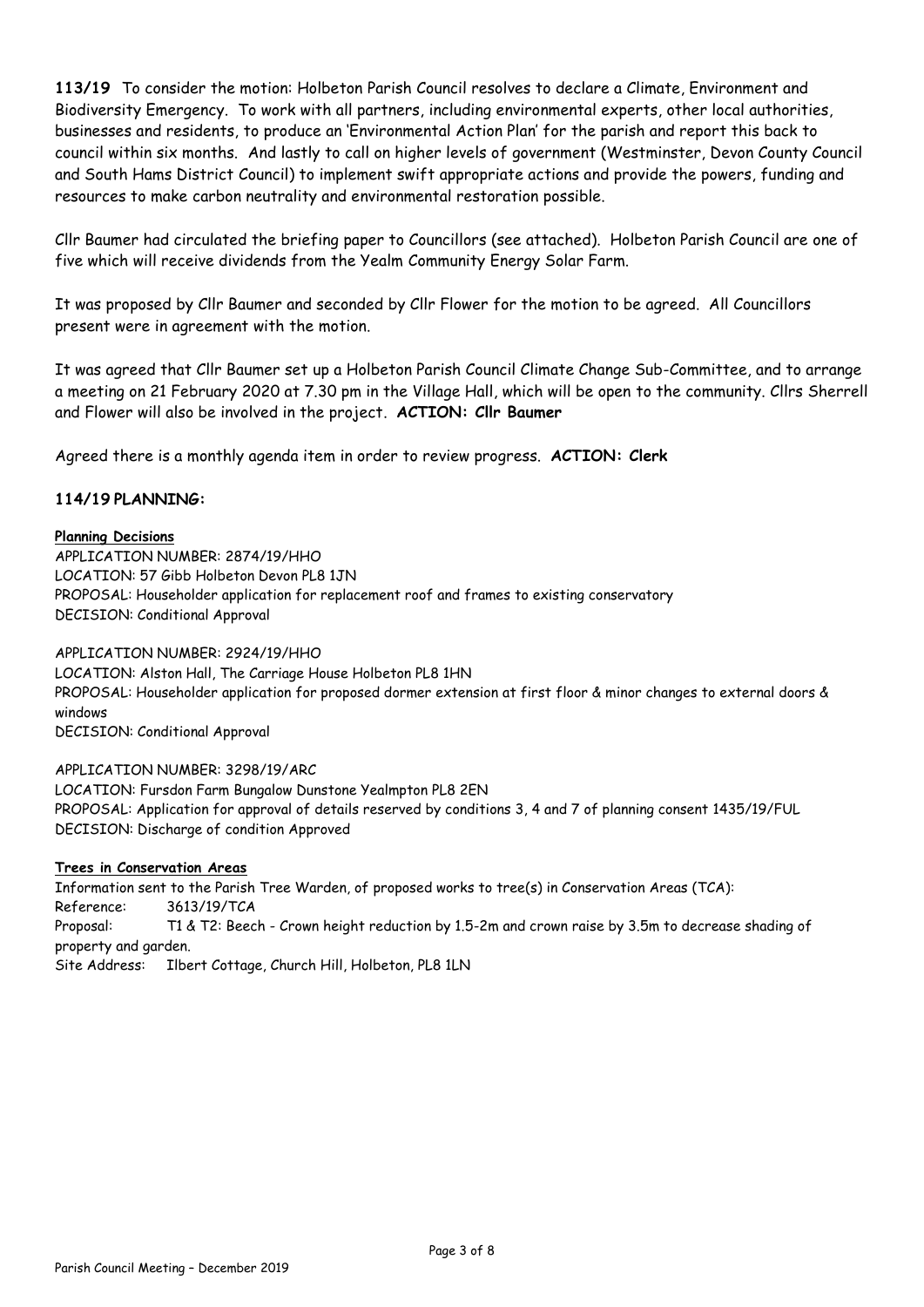**113/19** To consider the motion: Holbeton Parish Council resolves to declare a Climate, Environment and Biodiversity Emergency. To work with all partners, including environmental experts, other local authorities, businesses and residents, to produce an 'Environmental Action Plan' for the parish and report this back to council within six months. And lastly to call on higher levels of government (Westminster, Devon County Council and South Hams District Council) to implement swift appropriate actions and provide the powers, funding and resources to make carbon neutrality and environmental restoration possible.

Cllr Baumer had circulated the briefing paper to Councillors (see attached). Holbeton Parish Council are one of five which will receive dividends from the Yealm Community Energy Solar Farm.

It was proposed by Cllr Baumer and seconded by Cllr Flower for the motion to be agreed. All Councillors present were in agreement with the motion.

It was agreed that Cllr Baumer set up a Holbeton Parish Council Climate Change Sub-Committee, and to arrange a meeting on 21 February 2020 at 7.30 pm in the Village Hall, which will be open to the community. Cllrs Sherrell and Flower will also be involved in the project. **ACTION: Cllr Baumer**

Agreed there is a monthly agenda item in order to review progress. **ACTION: Clerk**

## 114/19 PLANNING:

**Planning Decisions**

APPLICATION NUMBER: 2874/19/HHO
LOCATION: 57 Gibb Holbeton Devon PL8 1JN
PROPOSAL: Householder application for replacement roof and frames to existing conservatory
DECISION: Conditional Approval

APPLICATION NUMBER: 2924/19/HHO
LOCATION: Alston Hall, The Carriage House Holbeton PL8 1HN
PROPOSAL: Householder application for proposed dormer extension at first floor & minor changes to external doors & windows
DECISION: Conditional Approval

APPLICATION NUMBER: 3298/19/ARC
LOCATION: Fursdon Farm Bungalow Dunstone Yealmpton PL8 2EN
PROPOSAL: Application for approval of details reserved by conditions 3, 4 and 7 of planning consent 1435/19/FUL
DECISION: Discharge of condition Approved

**Trees in Conservation Areas**

Information sent to the Parish Tree Warden, of proposed works to tree(s) in Conservation Areas (TCA):
Reference: 3613/19/TCA
Proposal: T1 & T2: Beech - Crown height reduction by 1.5-2m and crown raise by 3.5m to decrease shading of property and garden.
Site Address: Ilbert Cottage, Church Hill, Holbeton, PL8 1LN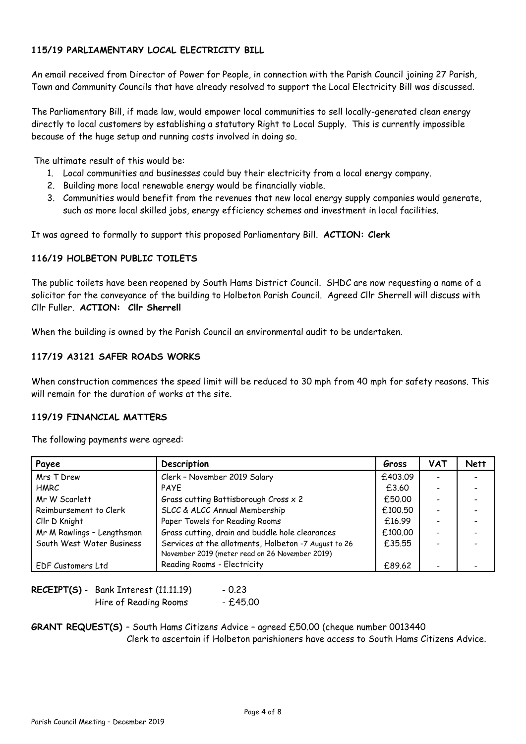### 115/19 PARLIAMENTARY LOCAL ELECTRICITY BILL

An email received from Director of Power for People, in connection with the Parish Council joining 27 Parish, Town and Community Councils that have already resolved to support the Local Electricity Bill was discussed.

The Parliamentary Bill, if made law, would empower local communities to sell locally-generated clean energy directly to local customers by establishing a statutory Right to Local Supply. This is currently impossible because of the huge setup and running costs involved in doing so.

The ultimate result of this would be:

1. Local communities and businesses could buy their electricity from a local energy company.
2. Building more local renewable energy would be financially viable.
3. Communities would benefit from the revenues that new local energy supply companies would generate, such as more local skilled jobs, energy efficiency schemes and investment in local facilities.

It was agreed to formally to support this proposed Parliamentary Bill. **ACTION: Clerk**

### 116/19 HOLBETON PUBLIC TOILETS

The public toilets have been reopened by South Hams District Council. SHDC are now requesting a name of a solicitor for the conveyance of the building to Holbeton Parish Council. Agreed Cllr Sherrell will discuss with Cllr Fuller. **ACTION: Cllr Sherrell**

When the building is owned by the Parish Council an environmental audit to be undertaken.

### 117/19 A3121 SAFER ROADS WORKS

When construction commences the speed limit will be reduced to 30 mph from 40 mph for safety reasons. This will remain for the duration of works at the site.

### 119/19 FINANCIAL MATTERS

The following payments were agreed:

| Payee | Description | Gross | VAT | Nett |
|---|---|---|---|---|
| Mrs T Drew | Clerk – November 2019 Salary | £403.09 | - | - |
| HMRC | PAYE | £3.60 | - | - |
| Mr W Scarlett | Grass cutting Battisborough Cross x 2 | £50.00 | - | - |
| Reimbursement to Clerk | SLCC & ALCC Annual Membership | £100.50 | - | - |
| Cllr D Knight | Paper Towels for Reading Rooms | £16.99 | - | - |
| Mr M Rawlings – Lengthsman | Grass cutting, drain and buddle hole clearances | £100.00 | - | - |
| South West Water Business | Services at the allotments, Holbeton -7 August to 26 November 2019 (meter read on 26 November 2019) | £35.55 | - | - |
| EDF Customers Ltd | Reading Rooms - Electricity | £89.62 | - | - |

**RECEIPT(S)** - Bank Interest (11.11.19) - 0.23
Hire of Reading Rooms - £45.00

**GRANT REQUEST(S)** – South Hams Citizens Advice – agreed £50.00 (cheque number 0013440
Clerk to ascertain if Holbeton parishioners have access to South Hams Citizens Advice.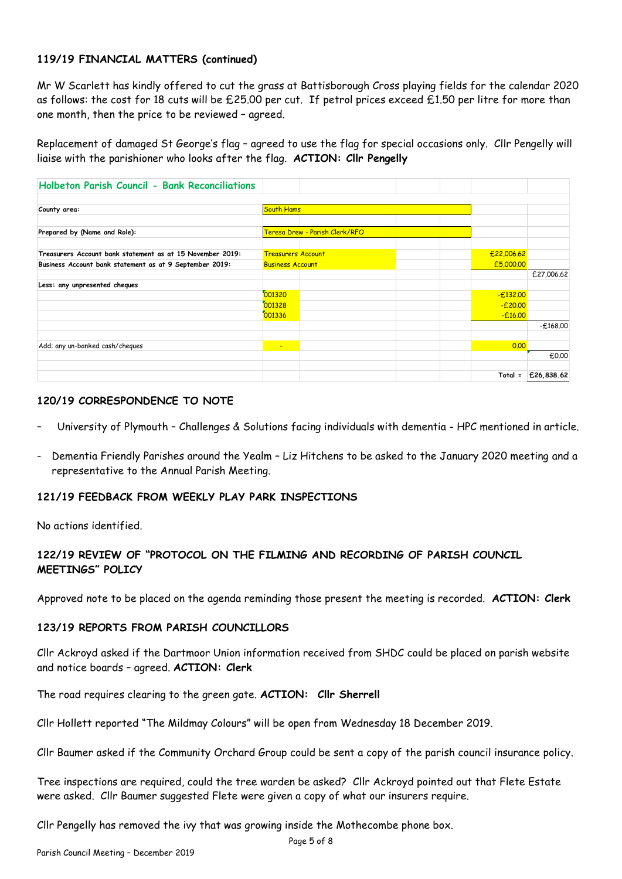### 119/19 FINANCIAL MATTERS (continued)

Mr W Scarlett has kindly offered to cut the grass at Battisborough Cross playing fields for the calendar 2020 as follows: the cost for 18 cuts will be £25.00 per cut. If petrol prices exceed £1.50 per litre for more than one month, then the price to be reviewed – agreed.

Replacement of damaged St George's flag – agreed to use the flag for special occasions only. Cllr Pengelly will liaise with the parishioner who looks after the flag. **ACTION: Cllr Pengelly**

| Holbeton Parish Council - Bank Reconciliations | | | | | | |
|---|---|---|---|---|---|---|
| | | | | | | |
| County area: | South Hams | | | | | |
| | | | | | | |
| Prepared by (Name and Role): | Teresa Drew - Parish Clerk/RFO | | | | | |
| | | | | | | |
| Treasurers Account bank statement as at 15 November 2019: | Treasurers Account | | | | £22,006.62 | |
| Business Account bank statement as at 9 September 2019: | Business Account | | | | £5,000.00 | |
| | | | | | | £27,006.62 |
| Less: any unpresented cheques | | | | | | |
| | 001320 | | | | -£132.00 | |
| | 001328 | | | | -£20.00 | |
| | 001336 | | | | -£16.00 | |
| | | | | | | -£168.00 |
| | | | | | | |
| Add: any un-banked cash/cheques | - | | | | 0.00 | |
| | | | | | | £0.00 |
| | | | | | | |
| | | | | | Total = | £26,838.62 |

### 120/19 CORRESPONDENCE TO NOTE

- University of Plymouth – Challenges & Solutions facing individuals with dementia - HPC mentioned in article.
- Dementia Friendly Parishes around the Yealm – Liz Hitchens to be asked to the January 2020 meeting and a representative to the Annual Parish Meeting.

### 121/19 FEEDBACK FROM WEEKLY PLAY PARK INSPECTIONS

No actions identified.

### 122/19 REVIEW OF "PROTOCOL ON THE FILMING AND RECORDING OF PARISH COUNCIL MEETINGS" POLICY

Approved note to be placed on the agenda reminding those present the meeting is recorded. **ACTION: Clerk**

### 123/19 REPORTS FROM PARISH COUNCILLORS

Cllr Ackroyd asked if the Dartmoor Union information received from SHDC could be placed on parish website and notice boards – agreed. **ACTION: Clerk**

The road requires clearing to the green gate. **ACTION: Cllr Sherrell**

Cllr Hollett reported "The Mildmay Colours" will be open from Wednesday 18 December 2019.

Cllr Baumer asked if the Community Orchard Group could be sent a copy of the parish council insurance policy.

Tree inspections are required, could the tree warden be asked? Cllr Ackroyd pointed out that Flete Estate were asked. Cllr Baumer suggested Flete were given a copy of what our insurers require.

Cllr Pengelly has removed the ivy that was growing inside the Mothecombe phone box.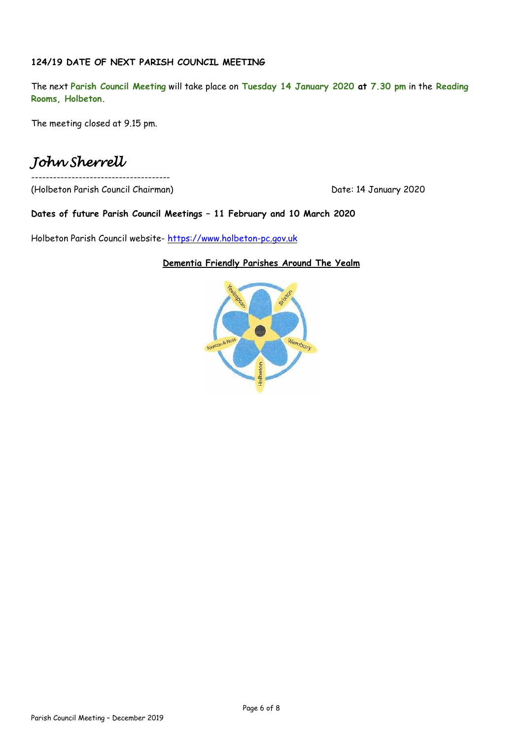**124/19 DATE OF NEXT PARISH COUNCIL MEETING**

The next **Parish Council Meeting** will take place on **Tuesday 14 January 2020 at 7.30 pm** in the **Reading Rooms, Holbeton.**

The meeting closed at 9.15 pm.

*John Sherrell*

--------------------------------------

(Holbeton Parish Council Chairman) Date: 14 January 2020

**Dates of future Parish Council Meetings – 11 February and 10 March 2020**

Holbeton Parish Council website- https://www.holbeton-pc.gov.uk

**Dementia Friendly Parishes Around The Yealm**

Yealmpton
Brixton
Newton & Noss
Wembury
Holbeton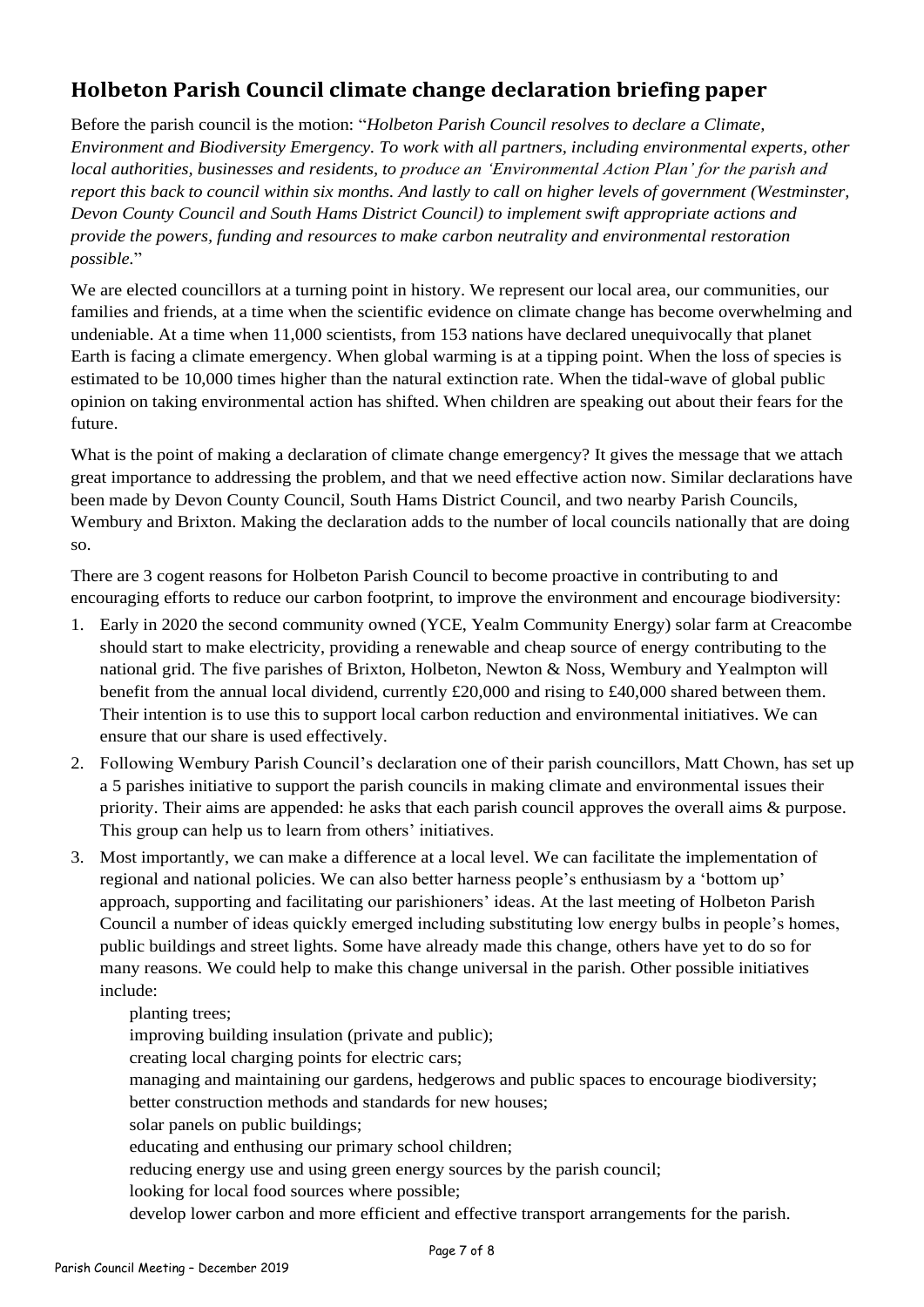## Holbeton Parish Council climate change declaration briefing paper

Before the parish council is the motion: "*Holbeton Parish Council resolves to declare a Climate, Environment and Biodiversity Emergency. To work with all partners, including environmental experts, other local authorities, businesses and residents, to produce an 'Environmental Action Plan' for the parish and report this back to council within six months. And lastly to call on higher levels of government (Westminster, Devon County Council and South Hams District Council) to implement swift appropriate actions and provide the powers, funding and resources to make carbon neutrality and environmental restoration possible.*"

We are elected councillors at a turning point in history. We represent our local area, our communities, our families and friends, at a time when the scientific evidence on climate change has become overwhelming and undeniable. At a time when 11,000 scientists, from 153 nations have declared unequivocally that planet Earth is facing a climate emergency. When global warming is at a tipping point. When the loss of species is estimated to be 10,000 times higher than the natural extinction rate. When the tidal-wave of global public opinion on taking environmental action has shifted. When children are speaking out about their fears for the future.

What is the point of making a declaration of climate change emergency? It gives the message that we attach great importance to addressing the problem, and that we need effective action now. Similar declarations have been made by Devon County Council, South Hams District Council, and two nearby Parish Councils, Wembury and Brixton. Making the declaration adds to the number of local councils nationally that are doing so.

There are 3 cogent reasons for Holbeton Parish Council to become proactive in contributing to and encouraging efforts to reduce our carbon footprint, to improve the environment and encourage biodiversity:

1. Early in 2020 the second community owned (YCE, Yealm Community Energy) solar farm at Creacombe should start to make electricity, providing a renewable and cheap source of energy contributing to the national grid. The five parishes of Brixton, Holbeton, Newton & Noss, Wembury and Yealmpton will benefit from the annual local dividend, currently £20,000 and rising to £40,000 shared between them. Their intention is to use this to support local carbon reduction and environmental initiatives. We can ensure that our share is used effectively.
2. Following Wembury Parish Council's declaration one of their parish councillors, Matt Chown, has set up a 5 parishes initiative to support the parish councils in making climate and environmental issues their priority. Their aims are appended: he asks that each parish council approves the overall aims & purpose. This group can help us to learn from others' initiatives.
3. Most importantly, we can make a difference at a local level. We can facilitate the implementation of regional and national policies. We can also better harness people's enthusiasm by a 'bottom up' approach, supporting and facilitating our parishioners' ideas. At the last meeting of Holbeton Parish Council a number of ideas quickly emerged including substituting low energy bulbs in people's homes, public buildings and street lights. Some have already made this change, others have yet to do so for many reasons. We could help to make this change universal in the parish. Other possible initiatives include:

   planting trees;  
   improving building insulation (private and public);  
   creating local charging points for electric cars;  
   managing and maintaining our gardens, hedgerows and public spaces to encourage biodiversity;  
   better construction methods and standards for new houses;  
   solar panels on public buildings;  
   educating and enthusing our primary school children;  
   reducing energy use and using green energy sources by the parish council;  
   looking for local food sources where possible;  
   develop lower carbon and more efficient and effective transport arrangements for the parish.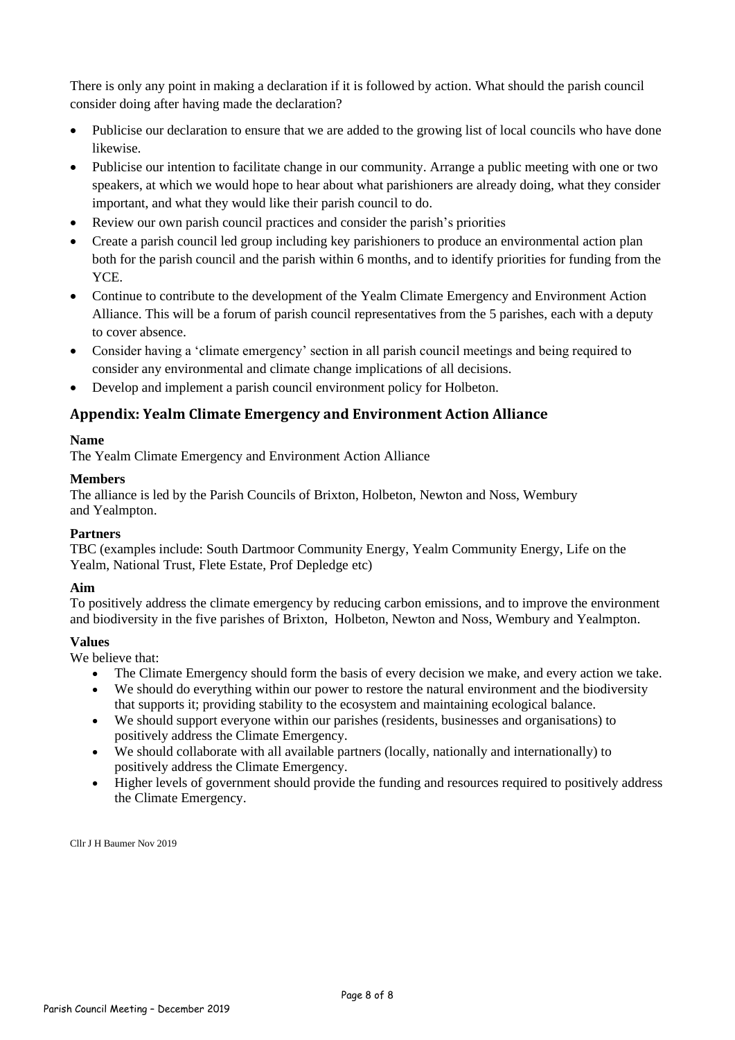There is only any point in making a declaration if it is followed by action. What should the parish council consider doing after having made the declaration?

- Publicise our declaration to ensure that we are added to the growing list of local councils who have done likewise.
- Publicise our intention to facilitate change in our community. Arrange a public meeting with one or two speakers, at which we would hope to hear about what parishioners are already doing, what they consider important, and what they would like their parish council to do.
- Review our own parish council practices and consider the parish's priorities
- Create a parish council led group including key parishioners to produce an environmental action plan both for the parish council and the parish within 6 months, and to identify priorities for funding from the YCE.
- Continue to contribute to the development of the Yealm Climate Emergency and Environment Action Alliance. This will be a forum of parish council representatives from the 5 parishes, each with a deputy to cover absence.
- Consider having a 'climate emergency' section in all parish council meetings and being required to consider any environmental and climate change implications of all decisions.
- Develop and implement a parish council environment policy for Holbeton.

## Appendix: Yealm Climate Emergency and Environment Action Alliance

**Name**
The Yealm Climate Emergency and Environment Action Alliance

**Members**
The alliance is led by the Parish Councils of Brixton, Holbeton, Newton and Noss, Wembury and Yealmpton.

**Partners**
TBC (examples include: South Dartmoor Community Energy, Yealm Community Energy, Life on the Yealm, National Trust, Flete Estate, Prof Depledge etc)

**Aim**
To positively address the climate emergency by reducing carbon emissions, and to improve the environment and biodiversity in the five parishes of Brixton, Holbeton, Newton and Noss, Wembury and Yealmpton.

**Values**
We believe that:

- The Climate Emergency should form the basis of every decision we make, and every action we take.
- We should do everything within our power to restore the natural environment and the biodiversity that supports it; providing stability to the ecosystem and maintaining ecological balance.
- We should support everyone within our parishes (residents, businesses and organisations) to positively address the Climate Emergency.
- We should collaborate with all available partners (locally, nationally and internationally) to positively address the Climate Emergency.
- Higher levels of government should provide the funding and resources required to positively address the Climate Emergency.

Cllr J H Baumer Nov 2019